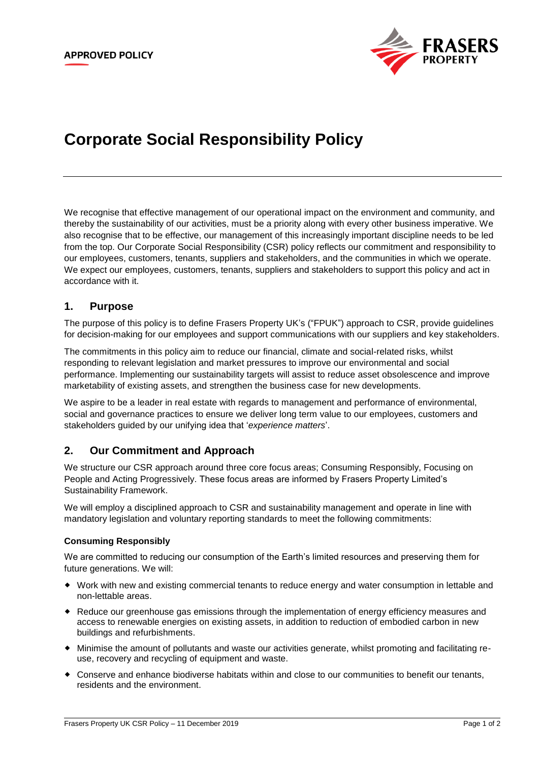APPROVED POLICY

# Corporate Social Responsibility Policy

We recognise that effective management of our operational impact on the environment and community, and thereby the sustainability of our activities, must be a priority along with every other business imperative. We also recognise that to be effective, our management of this increasingly important discipline needs to be led from the top. Our Corporate Social Responsibility (CSR) policy reflects our commitment and responsibility to our employees, customers, tenants, suppliers and stakeholders, and the communities in which we operate. We expect our employees, customers, tenants, suppliers and stakeholders to support this policy and act in accordance with it.

## 1. Purpose

The purpose of this policy is to define Frasers Property UK's ("FPUK") approach to CSR, provide guidelines for decision-making for our employees and support communications with our suppliers and key stakeholders.

The commitments in this policy aim to reduce our financial, climate and social-related risks, whilst responding to relevant legislation and market pressures to improve our environmental and social performance. Implementing our sustainability targets will assist to reduce asset obsolescence and improve marketability of existing assets, and strengthen the business case for new developments.

We aspire to be a leader in real estate with regards to management and performance of environmental, social and governance practices to ensure we deliver long term value to our employees, customers and stakeholders guided by our unifying idea that '*experience matters*'.

## 2. Our Commitment and Approach

We structure our CSR approach around three core focus areas; Consuming Responsibly, Focusing on People and Acting Progressively. These focus areas are informed by Frasers Property Limited's Sustainability Framework.

We will employ a disciplined approach to CSR and sustainability management and operate in line with mandatory legislation and voluntary reporting standards to meet the following commitments:

**Consuming Responsibly**

We are committed to reducing our consumption of the Earth's limited resources and preserving them for future generations. We will:

- Work with new and existing commercial tenants to reduce energy and water consumption in lettable and non-lettable areas.
- Reduce our greenhouse gas emissions through the implementation of energy efficiency measures and access to renewable energies on existing assets, in addition to reduction of embodied carbon in new buildings and refurbishments.
- Minimise the amount of pollutants and waste our activities generate, whilst promoting and facilitating re-use, recovery and recycling of equipment and waste.
- Conserve and enhance biodiverse habitats within and close to our communities to benefit our tenants, residents and the environment.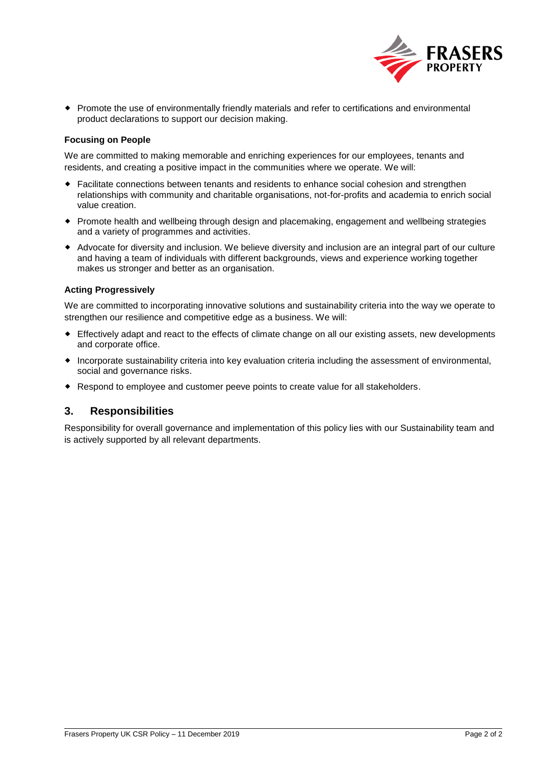- Promote the use of environmentally friendly materials and refer to certifications and environmental product declarations to support our decision making.

**Focusing on People**

We are committed to making memorable and enriching experiences for our employees, tenants and residents, and creating a positive impact in the communities where we operate. We will:

- Facilitate connections between tenants and residents to enhance social cohesion and strengthen relationships with community and charitable organisations, not-for-profits and academia to enrich social value creation.
- Promote health and wellbeing through design and placemaking, engagement and wellbeing strategies and a variety of programmes and activities.
- Advocate for diversity and inclusion. We believe diversity and inclusion are an integral part of our culture and having a team of individuals with different backgrounds, views and experience working together makes us stronger and better as an organisation.

**Acting Progressively**

We are committed to incorporating innovative solutions and sustainability criteria into the way we operate to strengthen our resilience and competitive edge as a business. We will:

- Effectively adapt and react to the effects of climate change on all our existing assets, new developments and corporate office.
- Incorporate sustainability criteria into key evaluation criteria including the assessment of environmental, social and governance risks.
- Respond to employee and customer peeve points to create value for all stakeholders.

## 3. Responsibilities

Responsibility for overall governance and implementation of this policy lies with our Sustainability team and is actively supported by all relevant departments.